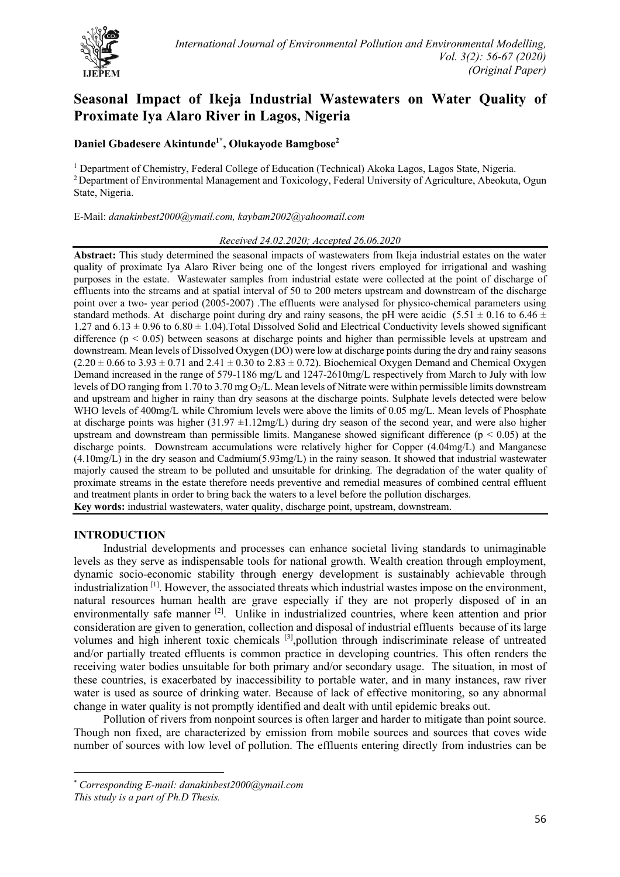# Seasonal Impact of Ikeja Industrial Wastewaters on Water Quality of Proximate Iya Alaro River in Lagos, Nigeria

**Daniel Gbadesere Akintunde[1*], Olukayode Bamgbose[2]**

[1] Department of Chemistry, Federal College of Education (Technical) Akoka Lagos, Lagos State, Nigeria.
[2] Department of Environmental Management and Toxicology, Federal University of Agriculture, Abeokuta, Ogun State, Nigeria.

E-Mail: *danakinbest2000@ymail.com, kaybam2002@yahoomail.com*

*Received 24.02.2020; Accepted 26.06.2020*

**Abstract:** This study determined the seasonal impacts of wastewaters from Ikeja industrial estates on the water quality of proximate Iya Alaro River being one of the longest rivers employed for irrigational and washing purposes in the estate. Wastewater samples from industrial estate were collected at the point of discharge of effluents into the streams and at spatial interval of 50 to 200 meters upstream and downstream of the discharge point over a two- year period (2005-2007) .The effluents were analysed for physico-chemical parameters using standard methods. At discharge point during dry and rainy seasons, the pH were acidic ($5.51 \pm 0.16$ to $6.46 \pm 1.27$ and $6.13 \pm 0.96$ to $6.80 \pm 1.04$).Total Dissolved Solid and Electrical Conductivity levels showed significant difference ($p < 0.05$) between seasons at discharge points and higher than permissible levels at upstream and downstream. Mean levels of Dissolved Oxygen (DO) were low at discharge points during the dry and rainy seasons ($2.20 \pm 0.66$ to $3.93 \pm 0.71$ and $2.41 \pm 0.30$ to $2.83 \pm 0.72$). Biochemical Oxygen Demand and Chemical Oxygen Demand increased in the range of 579-1186 mg/L and 1247-2610mg/L respectively from March to July with low levels of DO ranging from 1.70 to 3.70 mg $O_2$/L. Mean levels of Nitrate were within permissible limits downstream and upstream and higher in rainy than dry seasons at the discharge points. Sulphate levels detected were below WHO levels of 400mg/L while Chromium levels were above the limits of 0.05 mg/L. Mean levels of Phosphate at discharge points was higher ($31.97 \pm 1.12$mg/L) during dry season of the second year, and were also higher upstream and downstream than permissible limits. Manganese showed significant difference ($p < 0.05$) at the discharge points. Downstream accumulations were relatively higher for Copper (4.04mg/L) and Manganese (4.10mg/L) in the dry season and Cadmium(5.93mg/L) in the rainy season. It showed that industrial wastewater majorly caused the stream to be polluted and unsuitable for drinking. The degradation of the water quality of proximate streams in the estate therefore needs preventive and remedial measures of combined central effluent and treatment plants in order to bring back the waters to a level before the pollution discharges.

**Key words:** industrial wastewaters, water quality, discharge point, upstream, downstream.

## INTRODUCTION

Industrial developments and processes can enhance societal living standards to unimaginable levels as they serve as indispensable tools for national growth. Wealth creation through employment, dynamic socio-economic stability through energy development is sustainably achievable through industrialization [1]. However, the associated threats which industrial wastes impose on the environment, natural resources human health are grave especially if they are not properly disposed of in an environmentally safe manner [2]. Unlike in industrialized countries, where keen attention and prior consideration are given to generation, collection and disposal of industrial effluents because of its large volumes and high inherent toxic chemicals [3],pollution through indiscriminate release of untreated and/or partially treated effluents is common practice in developing countries. This often renders the receiving water bodies unsuitable for both primary and/or secondary usage. The situation, in most of these countries, is exacerbated by inaccessibility to portable water, and in many instances, raw river water is used as source of drinking water. Because of lack of effective monitoring, so any abnormal change in water quality is not promptly identified and dealt with until epidemic breaks out.

Pollution of rivers from nonpoint sources is often larger and harder to mitigate than point source. Though non fixed, are characterized by emission from mobile sources and sources that coves wide number of sources with low level of pollution. The effluents entering directly from industries can be

---

\* *Corresponding E-mail: danakinbest2000@ymail.com*
*This study is a part of Ph.D Thesis.*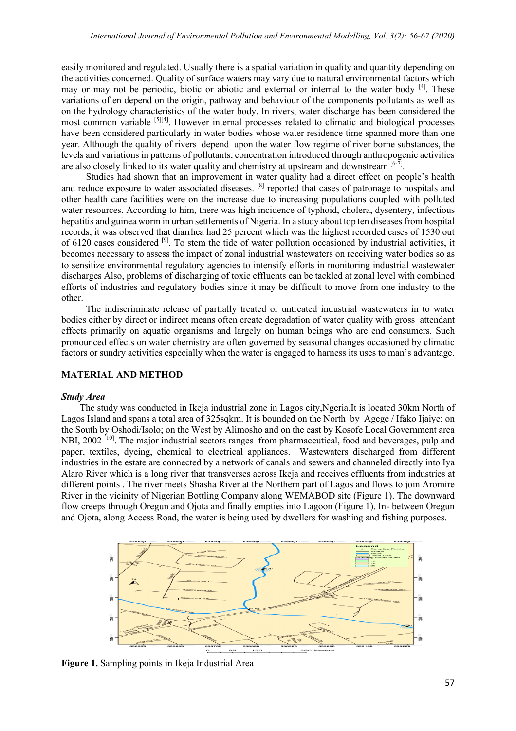easily monitored and regulated. Usually there is a spatial variation in quality and quantity depending on the activities concerned. Quality of surface waters may vary due to natural environmental factors which may or may not be periodic, biotic or abiotic and external or internal to the water body [4]. These variations often depend on the origin, pathway and behaviour of the components pollutants as well as on the hydrology characteristics of the water body. In rivers, water discharge has been considered the most common variable [5][4]. However internal processes related to climatic and biological processes have been considered particularly in water bodies whose water residence time spanned more than one year. Although the quality of rivers depend upon the water flow regime of river borne substances, the levels and variations in patterns of pollutants, concentration introduced through anthropogenic activities are also closely linked to its water quality and chemistry at upstream and downstream [6-7].

Studies had shown that an improvement in water quality had a direct effect on people's health and reduce exposure to water associated diseases. [8] reported that cases of patronage to hospitals and other health care facilities were on the increase due to increasing populations coupled with polluted water resources. According to him, there was high incidence of typhoid, cholera, dysentery, infectious hepatitis and guinea worm in urban settlements of Nigeria. In a study about top ten diseases from hospital records, it was observed that diarrhea had 25 percent which was the highest recorded cases of 1530 out of 6120 cases considered [9]. To stem the tide of water pollution occasioned by industrial activities, it becomes necessary to assess the impact of zonal industrial wastewaters on receiving water bodies so as to sensitize environmental regulatory agencies to intensify efforts in monitoring industrial wastewater discharges Also, problems of discharging of toxic effluents can be tackled at zonal level with combined efforts of industries and regulatory bodies since it may be difficult to move from one industry to the other.

The indiscriminate release of partially treated or untreated industrial wastewaters in to water bodies either by direct or indirect means often create degradation of water quality with gross attendant effects primarily on aquatic organisms and largely on human beings who are end consumers. Such pronounced effects on water chemistry are often governed by seasonal changes occasioned by climatic factors or sundry activities especially when the water is engaged to harness its uses to man's advantage.

## MATERIAL AND METHOD

### *Study Area*

The study was conducted in Ikeja industrial zone in Lagos city,Ngeria.It is located 30km North of Lagos Island and spans a total area of 325sqkm. It is bounded on the North by Agege / Ifako Ijaiye; on the South by Oshodi/Isolo; on the West by Alimosho and on the east by Kosofe Local Government area NBI, 2002 [10]. The major industrial sectors ranges from pharmaceutical, food and beverages, pulp and paper, textiles, dyeing, chemical to electrical appliances. Wastewaters discharged from different industries in the estate are connected by a network of canals and sewers and channeled directly into Iya Alaro River which is a long river that transverses across Ikeja and receives effluents from industries at different points . The river meets Shasha River at the Northern part of Lagos and flows to join Aromire River in the vicinity of Nigerian Bottling Company along WEMABOD site (Figure 1). The downward flow creeps through Oregun and Ojota and finally empties into Lagoon (Figure 1). In- between Oregun and Ojota, along Access Road, the water is being used by dwellers for washing and fishing purposes.

**Figure 1.** Sampling points in Ikeja Industrial Area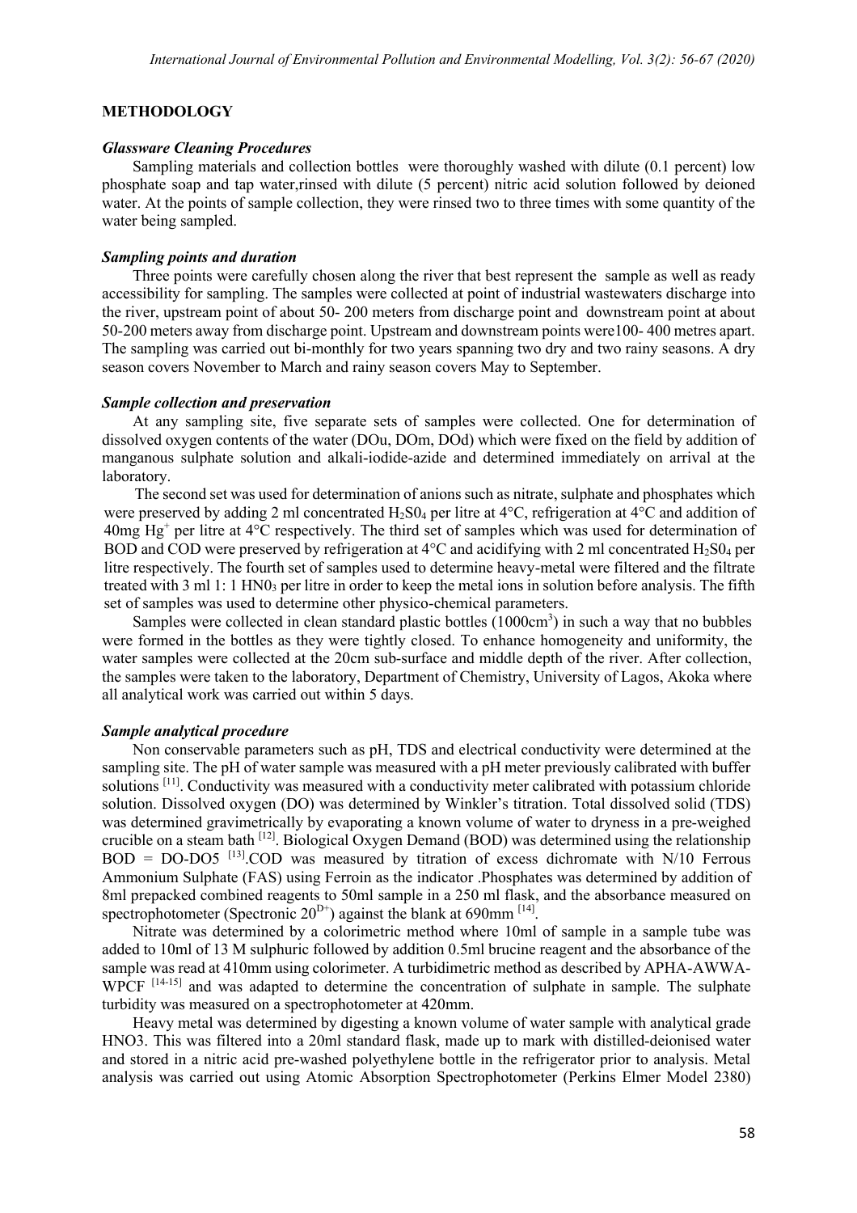## METHODOLOGY

### *Glassware Cleaning Procedures*

Sampling materials and collection bottles were thoroughly washed with dilute (0.1 percent) low phosphate soap and tap water,rinsed with dilute (5 percent) nitric acid solution followed by deioned water. At the points of sample collection, they were rinsed two to three times with some quantity of the water being sampled.

### *Sampling points and duration*

Three points were carefully chosen along the river that best represent the sample as well as ready accessibility for sampling. The samples were collected at point of industrial wastewaters discharge into the river, upstream point of about 50- 200 meters from discharge point and downstream point at about 50-200 meters away from discharge point. Upstream and downstream points were100- 400 metres apart. The sampling was carried out bi-monthly for two years spanning two dry and two rainy seasons. A dry season covers November to March and rainy season covers May to September.

### *Sample collection and preservation*

At any sampling site, five separate sets of samples were collected. One for determination of dissolved oxygen contents of the water (DOu, DOm, DOd) which were fixed on the field by addition of manganous sulphate solution and alkali-iodide-azide and determined immediately on arrival at the laboratory.

The second set was used for determination of anions such as nitrate, sulphate and phosphates which were preserved by adding 2 ml concentrated $H_2S0_4$ per litre at 4°C, refrigeration at 4°C and addition of 40mg $Hg^+$ per litre at 4°C respectively. The third set of samples which was used for determination of BOD and COD were preserved by refrigeration at 4°C and acidifying with 2 ml concentrated $H_2S0_4$ per litre respectively. The fourth set of samples used to determine heavy-metal were filtered and the filtrate treated with 3 ml 1: 1 $HN0_3$ per litre in order to keep the metal ions in solution before analysis. The fifth set of samples was used to determine other physico-chemical parameters.

Samples were collected in clean standard plastic bottles (1000cm$^3$) in such a way that no bubbles were formed in the bottles as they were tightly closed. To enhance homogeneity and uniformity, the water samples were collected at the 20cm sub-surface and middle depth of the river. After collection, the samples were taken to the laboratory, Department of Chemistry, University of Lagos, Akoka where all analytical work was carried out within 5 days.

### *Sample analytical procedure*

Non conservable parameters such as pH, TDS and electrical conductivity were determined at the sampling site. The pH of water sample was measured with a pH meter previously calibrated with buffer solutions [11]. Conductivity was measured with a conductivity meter calibrated with potassium chloride solution. Dissolved oxygen (DO) was determined by Winkler's titration. Total dissolved solid (TDS) was determined gravimetrically by evaporating a known volume of water to dryness in a pre-weighed crucible on a steam bath [12]. Biological Oxygen Demand (BOD) was determined using the relationship BOD = DO-DO5 [13].COD was measured by titration of excess dichromate with N/10 Ferrous Ammonium Sulphate (FAS) using Ferroin as the indicator .Phosphates was determined by addition of 8ml prepacked combined reagents to 50ml sample in a 250 ml flask, and the absorbance measured on spectrophotometer (Spectronic $20^{D+}$) against the blank at 690mm [14].

Nitrate was determined by a colorimetric method where 10ml of sample in a sample tube was added to 10ml of 13 M sulphuric followed by addition 0.5ml brucine reagent and the absorbance of the sample was read at 410mm using colorimeter. A turbidimetric method as described by APHA-AWWA-WPCF [14-15] and was adapted to determine the concentration of sulphate in sample. The sulphate turbidity was measured on a spectrophotometer at 420mm.

Heavy metal was determined by digesting a known volume of water sample with analytical grade HNO3. This was filtered into a 20ml standard flask, made up to mark with distilled-deionised water and stored in a nitric acid pre-washed polyethylene bottle in the refrigerator prior to analysis. Metal analysis was carried out using Atomic Absorption Spectrophotometer (Perkins Elmer Model 2380)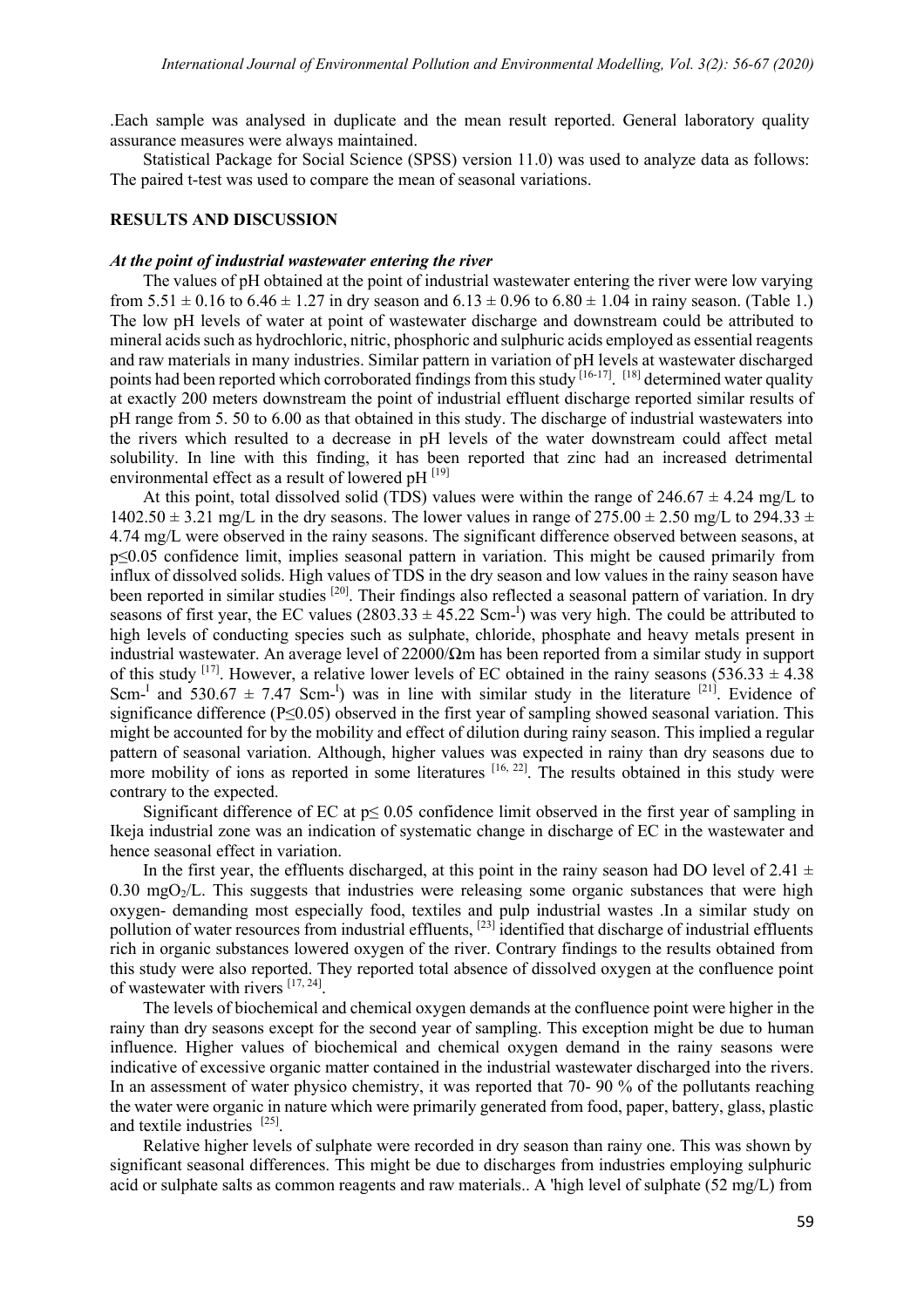.Each sample was analysed in duplicate and the mean result reported. General laboratory quality assurance measures were always maintained.

Statistical Package for Social Science (SPSS) version 11.0) was used to analyze data as follows: The paired t-test was used to compare the mean of seasonal variations.

## RESULTS AND DISCUSSION

### *At the point of industrial wastewater entering the river*

The values of pH obtained at the point of industrial wastewater entering the river were low varying from $5.51 \pm 0.16$ to $6.46 \pm 1.27$ in dry season and $6.13 \pm 0.96$ to $6.80 \pm 1.04$ in rainy season. (Table 1.) The low pH levels of water at point of wastewater discharge and downstream could be attributed to mineral acids such as hydrochloric, nitric, phosphoric and sulphuric acids employed as essential reagents and raw materials in many industries. Similar pattern in variation of pH levels at wastewater discharged points had been reported which corroborated findings from this study [16-17]. [18] determined water quality at exactly 200 meters downstream the point of industrial effluent discharge reported similar results of pH range from 5. 50 to 6.00 as that obtained in this study. The discharge of industrial wastewaters into the rivers which resulted to a decrease in pH levels of the water downstream could affect metal solubility. In line with this finding, it has been reported that zinc had an increased detrimental environmental effect as a result of lowered pH [19]

At this point, total dissolved solid (TDS) values were within the range of $246.67 \pm 4.24$ mg/L to $1402.50 \pm 3.21$ mg/L in the dry seasons. The lower values in range of $275.00 \pm 2.50$ mg/L to $294.33 \pm 4.74$ mg/L were observed in the rainy seasons. The significant difference observed between seasons, at $p \leq 0.05$ confidence limit, implies seasonal pattern in variation. This might be caused primarily from influx of dissolved solids. High values of TDS in the dry season and low values in the rainy season have been reported in similar studies [20]. Their findings also reflected a seasonal pattern of variation. In dry seasons of first year, the EC values ($2803.33 \pm 45.22$ Scm-$^{I}$) was very high. The could be attributed to high levels of conducting species such as sulphate, chloride, phosphate and heavy metals present in industrial wastewater. An average level of 22000/Ωm has been reported from a similar study in support of this study [17]. However, a relative lower levels of EC obtained in the rainy seasons ($536.33 \pm 4.38$ Scm-$^{I}$ and $530.67 \pm 7.47$ Scm-$^{I}$) was in line with similar study in the literature [21]. Evidence of significance difference ($P \leq 0.05$) observed in the first year of sampling showed seasonal variation. This might be accounted for by the mobility and effect of dilution during rainy season. This implied a regular pattern of seasonal variation. Although, higher values was expected in rainy than dry seasons due to more mobility of ions as reported in some literatures [16, 22]. The results obtained in this study were contrary to the expected.

Significant difference of EC at $p \leq 0.05$ confidence limit observed in the first year of sampling in Ikeja industrial zone was an indication of systematic change in discharge of EC in the wastewater and hence seasonal effect in variation.

In the first year, the effluents discharged, at this point in the rainy season had DO level of $2.41 \pm 0.30$ $mgO_2/L$. This suggests that industries were releasing some organic substances that were high oxygen- demanding most especially food, textiles and pulp industrial wastes .In a similar study on pollution of water resources from industrial effluents, [23] identified that discharge of industrial effluents rich in organic substances lowered oxygen of the river. Contrary findings to the results obtained from this study were also reported. They reported total absence of dissolved oxygen at the confluence point of wastewater with rivers [17, 24].

The levels of biochemical and chemical oxygen demands at the confluence point were higher in the rainy than dry seasons except for the second year of sampling. This exception might be due to human influence. Higher values of biochemical and chemical oxygen demand in the rainy seasons were indicative of excessive organic matter contained in the industrial wastewater discharged into the rivers. In an assessment of water physico chemistry, it was reported that 70- 90 % of the pollutants reaching the water were organic in nature which were primarily generated from food, paper, battery, glass, plastic and textile industries [25].

Relative higher levels of sulphate were recorded in dry season than rainy one. This was shown by significant seasonal differences. This might be due to discharges from industries employing sulphuric acid or sulphate salts as common reagents and raw materials.. A 'high level of sulphate (52 mg/L) from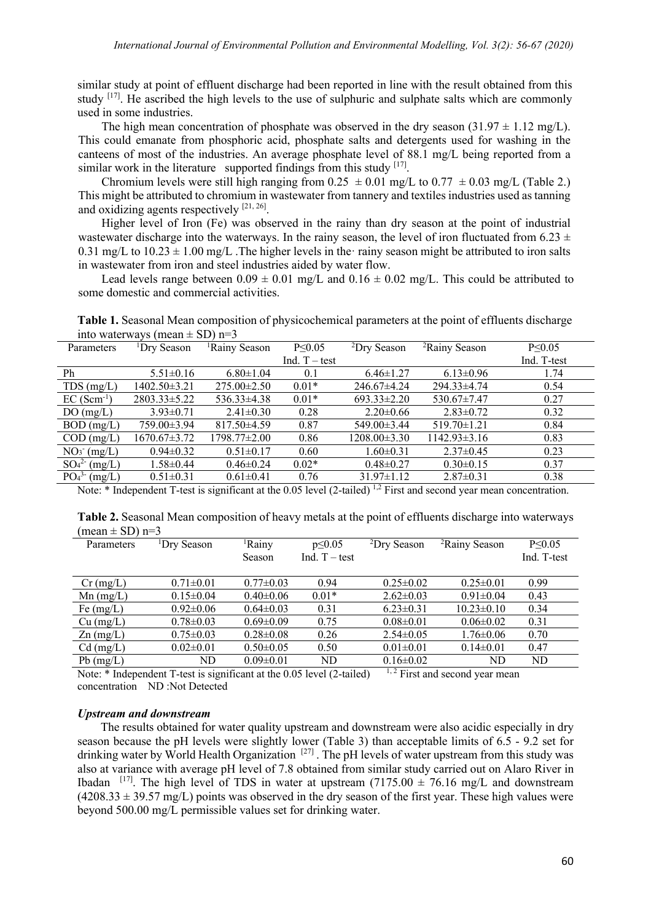similar study at point of effluent discharge had been reported in line with the result obtained from this study [17]. He ascribed the high levels to the use of sulphuric and sulphate salts which are commonly used in some industries.

The high mean concentration of phosphate was observed in the dry season (31.97 ± 1.12 mg/L). This could emanate from phosphoric acid, phosphate salts and detergents used for washing in the canteens of most of the industries. An average phosphate level of 88.1 mg/L being reported from a similar work in the literature supported findings from this study [17].

Chromium levels were still high ranging from 0.25 ± 0.01 mg/L to 0.77 ± 0.03 mg/L (Table 2.) This might be attributed to chromium in wastewater from tannery and textiles industries used as tanning and oxidizing agents respectively [21, 26].

Higher level of Iron (Fe) was observed in the rainy than dry season at the point of industrial wastewater discharge into the waterways. In the rainy season, the level of iron fluctuated from 6.23 ± 0.31 mg/L to 10.23 ± 1.00 mg/L .The higher levels in the· rainy season might be attributed to iron salts in wastewater from iron and steel industries aided by water flow.

Lead levels range between 0.09 ± 0.01 mg/L and 0.16 ± 0.02 mg/L. This could be attributed to some domestic and commercial activities.

**Table 1.** Seasonal Mean composition of physicochemical parameters at the point of effluents discharge into waterways (mean ± SD) n=3

| Parameters | [1]Dry Season | [1]Rainy Season | P≤0.05 Ind. T – test | [2]Dry Season | [2]Rainy Season | P≤0.05 Ind. T-test |
|---|---|---|---|---|---|---|
| Ph | 5.51±0.16 | 6.80±1.04 | 0.1 | 6.46±1.27 | 6.13±0.96 | 1.74 |
| TDS (mg/L) | 1402.50±3.21 | 275.00±2.50 | 0.01* | 246.67±4.24 | 294.33±4.74 | 0.54 |
| EC ($Scm^{-1}$) | 2803.33±5.22 | 536.33±4.38 | 0.01* | 693.33±2.20 | 530.67±7.47 | 0.27 |
| DO (mg/L) | 3.93±0.71 | 2.41±0.30 | 0.28 | 2.20±0.66 | 2.83±0.72 | 0.32 |
| BOD (mg/L) | 759.00±3.94 | 817.50±4.59 | 0.87 | 549.00±3.44 | 519.70±1.21 | 0.84 |
| COD (mg/L) | 1670.67±3.72 | 1798.77±2.00 | 0.86 | 1208.00±3.30 | 1142.93±3.16 | 0.83 |
| $NO_3^-$ (mg/L) | 0.94±0.32 | 0.51±0.17 | 0.60 | 1.60±0.31 | 2.37±0.45 | 0.23 |
| $SO_4^{2-}$ (mg/L) | 1.58±0.44 | 0.46±0.24 | 0.02* | 0.48±0.27 | 0.30±0.15 | 0.37 |
| $PO_4^{3-}$ (mg/L) | 0.51±0.31 | 0.61±0.41 | 0.76 | 31.97±1.12 | 2.87±0.31 | 0.38 |

Note: * Independent T-test is significant at the 0.05 level (2-tailed) [1,2] First and second year mean concentration.

**Table 2.** Seasonal Mean composition of heavy metals at the point of effluents discharge into waterways (mean ± SD) n=3

| Parameters | [1]Dry Season | [1]Rainy Season | p≤0.05 Ind. T – test | [2]Dry Season | [2]Rainy Season | P≤0.05 Ind. T-test |
|---|---|---|---|---|---|---|
| Cr (mg/L) | 0.71±0.01 | 0.77±0.03 | 0.94 | 0.25±0.02 | 0.25±0.01 | 0.99 |
| Mn (mg/L) | 0.15±0.04 | 0.40±0.06 | 0.01* | 2.62±0.03 | 0.91±0.04 | 0.43 |
| Fe (mg/L) | 0.92±0.06 | 0.64±0.03 | 0.31 | 6.23±0.31 | 10.23±0.10 | 0.34 |
| Cu (mg/L) | 0.78±0.03 | 0.69±0.09 | 0.75 | 0.08±0.01 | 0.06±0.02 | 0.31 |
| Zn (mg/L) | 0.75±0.03 | 0.28±0.08 | 0.26 | 2.54±0.05 | 1.76±0.06 | 0.70 |
| Cd (mg/L) | 0.02±0.01 | 0.50±0.05 | 0.50 | 0.01±0.01 | 0.14±0.01 | 0.47 |
| Pb (mg/L) | ND | 0.09±0.01 | ND | 0.16±0.02 | ND | ND |

Note: * Independent T-test is significant at the 0.05 level (2-tailed) [1, 2] First and second year mean concentration ND :Not Detected

### *Upstream and downstream*

The results obtained for water quality upstream and downstream were also acidic especially in dry season because the pH levels were slightly lower (Table 3) than acceptable limits of 6.5 - 9.2 set for drinking water by World Health Organization [27] . The pH levels of water upstream from this study was also at variance with average pH level of 7.8 obtained from similar study carried out on Alaro River in Ibadan [17]. The high level of TDS in water at upstream (7175.00 ± 76.16 mg/L and downstream (4208.33 ± 39.57 mg/L) points was observed in the dry season of the first year. These high values were beyond 500.00 mg/L permissible values set for drinking water.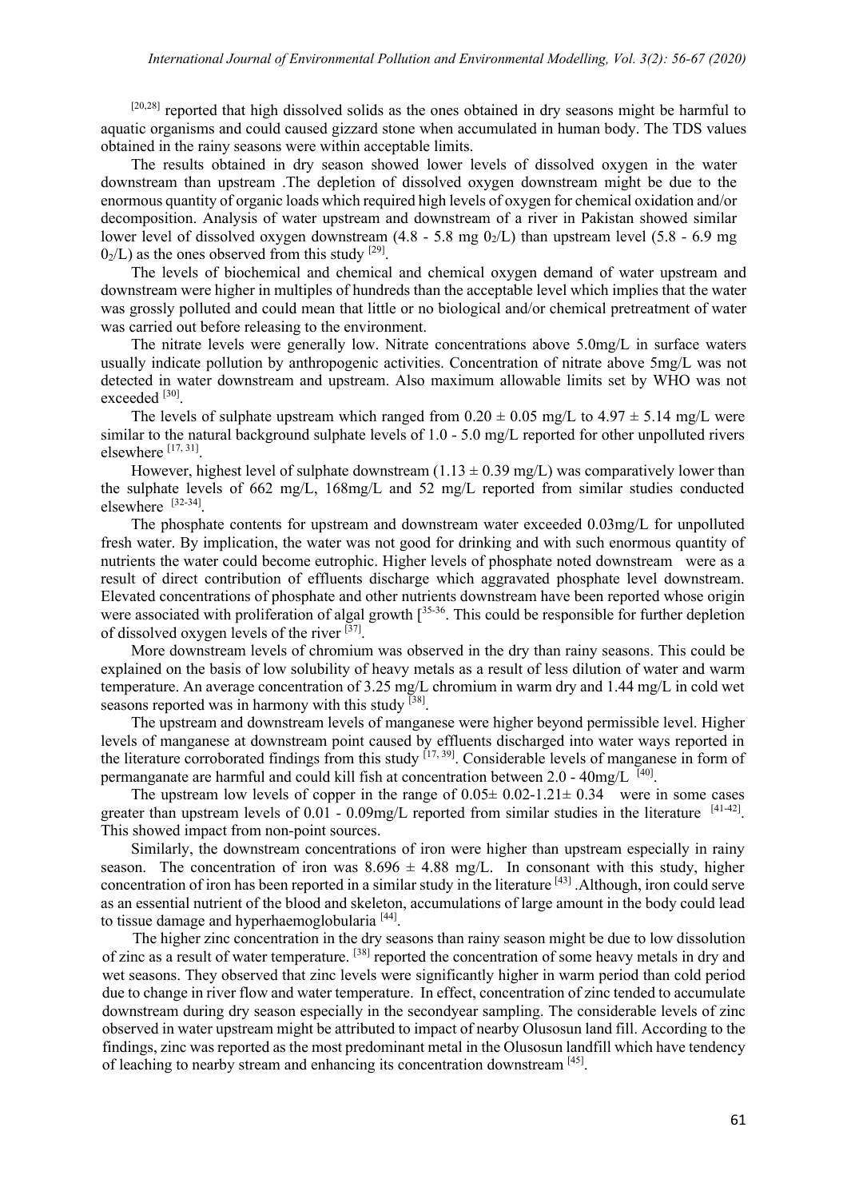[20,28] reported that high dissolved solids as the ones obtained in dry seasons might be harmful to aquatic organisms and could caused gizzard stone when accumulated in human body. The TDS values obtained in the rainy seasons were within acceptable limits.

The results obtained in dry season showed lower levels of dissolved oxygen in the water downstream than upstream .The depletion of dissolved oxygen downstream might be due to the enormous quantity of organic loads which required high levels of oxygen for chemical oxidation and/or decomposition. Analysis of water upstream and downstream of a river in Pakistan showed similar lower level of dissolved oxygen downstream (4.8 - 5.8 mg $0_2$/L) than upstream level (5.8 - 6.9 mg $0_2$/L) as the ones observed from this study [29].

The levels of biochemical and chemical and chemical oxygen demand of water upstream and downstream were higher in multiples of hundreds than the acceptable level which implies that the water was grossly polluted and could mean that little or no biological and/or chemical pretreatment of water was carried out before releasing to the environment.

The nitrate levels were generally low. Nitrate concentrations above 5.0mg/L in surface waters usually indicate pollution by anthropogenic activities. Concentration of nitrate above 5mg/L was not detected in water downstream and upstream. Also maximum allowable limits set by WHO was not exceeded [30].

The levels of sulphate upstream which ranged from $0.20 \pm 0.05$ mg/L to $4.97 \pm 5.14$ mg/L were similar to the natural background sulphate levels of 1.0 - 5.0 mg/L reported for other unpolluted rivers elsewhere [17, 31].

However, highest level of sulphate downstream ($1.13 \pm 0.39$ mg/L) was comparatively lower than the sulphate levels of 662 mg/L, 168mg/L and 52 mg/L reported from similar studies conducted elsewhere [32-34].

The phosphate contents for upstream and downstream water exceeded 0.03mg/L for unpolluted fresh water. By implication, the water was not good for drinking and with such enormous quantity of nutrients the water could become eutrophic. Higher levels of phosphate noted downstream were as a result of direct contribution of effluents discharge which aggravated phosphate level downstream. Elevated concentrations of phosphate and other nutrients downstream have been reported whose origin were associated with proliferation of algal growth [35-36. This could be responsible for further depletion of dissolved oxygen levels of the river [37].

More downstream levels of chromium was observed in the dry than rainy seasons. This could be explained on the basis of low solubility of heavy metals as a result of less dilution of water and warm temperature. An average concentration of 3.25 mg/L chromium in warm dry and 1.44 mg/L in cold wet seasons reported was in harmony with this study [38].

The upstream and downstream levels of manganese were higher beyond permissible level. Higher levels of manganese at downstream point caused by effluents discharged into water ways reported in the literature corroborated findings from this study [17, 39]. Considerable levels of manganese in form of permanganate are harmful and could kill fish at concentration between 2.0 - 40mg/L [40].

The upstream low levels of copper in the range of $0.05 \pm 0.02$-$1.21 \pm 0.34$ were in some cases greater than upstream levels of 0.01 - 0.09mg/L reported from similar studies in the literature [41-42]. This showed impact from non-point sources.

Similarly, the downstream concentrations of iron were higher than upstream especially in rainy season. The concentration of iron was $8.696 \pm 4.88$ mg/L. In consonant with this study, higher concentration of iron has been reported in a similar study in the literature [43] .Although, iron could serve as an essential nutrient of the blood and skeleton, accumulations of large amount in the body could lead to tissue damage and hyperhaemoglobularia [44].

The higher zinc concentration in the dry seasons than rainy season might be due to low dissolution of zinc as a result of water temperature. [38] reported the concentration of some heavy metals in dry and wet seasons. They observed that zinc levels were significantly higher in warm period than cold period due to change in river flow and water temperature. In effect, concentration of zinc tended to accumulate downstream during dry season especially in the secondyear sampling. The considerable levels of zinc observed in water upstream might be attributed to impact of nearby Olusosun land fill. According to the findings, zinc was reported as the most predominant metal in the Olusosun landfill which have tendency of leaching to nearby stream and enhancing its concentration downstream [45].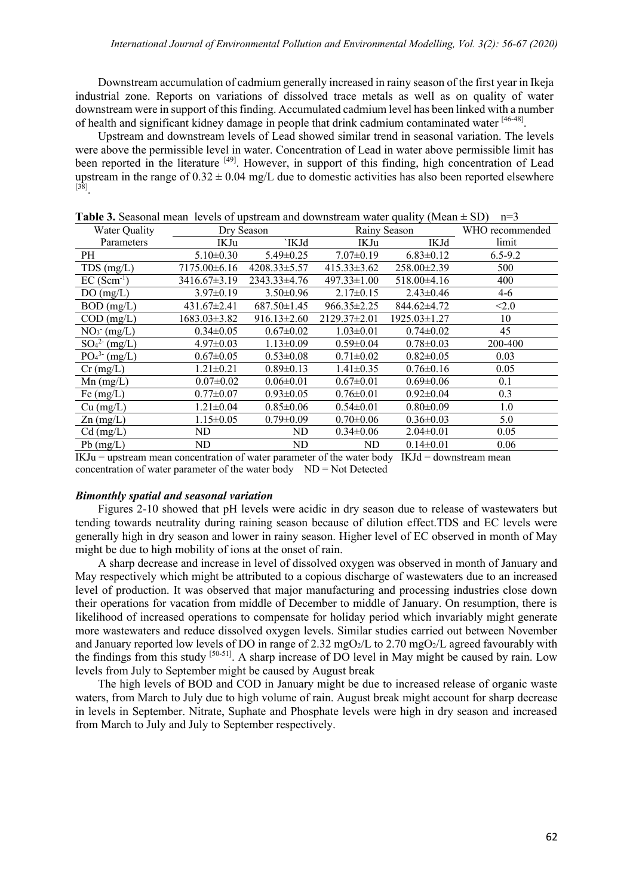Downstream accumulation of cadmium generally increased in rainy season of the first year in Ikeja industrial zone. Reports on variations of dissolved trace metals as well as on quality of water downstream were in support of this finding. Accumulated cadmium level has been linked with a number of health and significant kidney damage in people that drink cadmium contaminated water [46-48].

Upstream and downstream levels of Lead showed similar trend in seasonal variation. The levels were above the permissible level in water. Concentration of Lead in water above permissible limit has been reported in the literature [49]. However, in support of this finding, high concentration of Lead upstream in the range of $0.32 \pm 0.04$ mg/L due to domestic activities has also been reported elsewhere [38].

**Table 3.** Seasonal mean levels of upstream and downstream water quality (Mean ± SD) n=3

| Water Quality Parameters | Dry Season | | Rainy Season | | WHO recommended limit |
|---|---|---|---|---|---|
| | IKJu | `IKJd | IKJu | IKJd | |
| PH | 5.10±0.30 | 5.49±0.25 | 7.07±0.19 | 6.83±0.12 | 6.5-9.2 |
| TDS (mg/L) | 7175.00±6.16 | 4208.33±5.57 | 415.33±3.62 | 258.00±2.39 | 500 |
| EC ($Scm^{-1}$) | 3416.67±3.19 | 2343.33±4.76 | 497.33±1.00 | 518.00±4.16 | 400 |
| DO (mg/L) | 3.97±0.19 | 3.50±0.96 | 2.17±0.15 | 2.43±0.46 | 4-6 |
| BOD (mg/L) | 431.67±2.41 | 687.50±1.45 | 966.35±2.25 | 844.62±4.72 | <2.0 |
| COD (mg/L) | 1683.03±3.82 | 916.13±2.60 | 2129.37±2.01 | 1925.03±1.27 | 10 |
| $NO_3^-$ (mg/L) | 0.34±0.05 | 0.67±0.02 | 1.03±0.01 | 0.74±0.02 | 45 |
| $SO_4^{2-}$ (mg/L) | 4.97±0.03 | 1.13±0.09 | 0.59±0.04 | 0.78±0.03 | 200-400 |
| $PO_4^{3-}$ (mg/L) | 0.67±0.05 | 0.53±0.08 | 0.71±0.02 | 0.82±0.05 | 0.03 |
| Cr (mg/L) | 1.21±0.21 | 0.89±0.13 | 1.41±0.35 | 0.76±0.16 | 0.05 |
| Mn (mg/L) | 0.07±0.02 | 0.06±0.01 | 0.67±0.01 | 0.69±0.06 | 0.1 |
| Fe (mg/L) | 0.77±0.07 | 0.93±0.05 | 0.76±0.01 | 0.92±0.04 | 0.3 |
| Cu (mg/L) | 1.21±0.04 | 0.85±0.06 | 0.54±0.01 | 0.80±0.09 | 1.0 |
| Zn (mg/L) | 1.15±0.05 | 0.79±0.09 | 0.70±0.06 | 0.36±0.03 | 5.0 |
| Cd (mg/L) | ND | ND | 0.34±0.06 | 2.04±0.01 | 0.05 |
| Pb (mg/L) | ND | ND | ND | 0.14±0.01 | 0.06 |

IKJu = upstream mean concentration of water parameter of the water body IKJd = downstream mean concentration of water parameter of the water body ND = Not Detected

### *Bimonthly spatial and seasonal variation*

Figures 2-10 showed that pH levels were acidic in dry season due to release of wastewaters but tending towards neutrality during raining season because of dilution effect.TDS and EC levels were generally high in dry season and lower in rainy season. Higher level of EC observed in month of May might be due to high mobility of ions at the onset of rain.

A sharp decrease and increase in level of dissolved oxygen was observed in month of January and May respectively which might be attributed to a copious discharge of wastewaters due to an increased level of production. It was observed that major manufacturing and processing industries close down their operations for vacation from middle of December to middle of January. On resumption, there is likelihood of increased operations to compensate for holiday period which invariably might generate more wastewaters and reduce dissolved oxygen levels. Similar studies carried out between November and January reported low levels of DO in range of 2.32 $mgO_2/L$ to 2.70 $mgO_2/L$ agreed favourably with the findings from this study [50-51]. A sharp increase of DO level in May might be caused by rain. Low levels from July to September might be caused by August break

The high levels of BOD and COD in January might be due to increased release of organic waste waters, from March to July due to high volume of rain. August break might account for sharp decrease in levels in September. Nitrate, Suphate and Phosphate levels were high in dry season and increased from March to July and July to September respectively.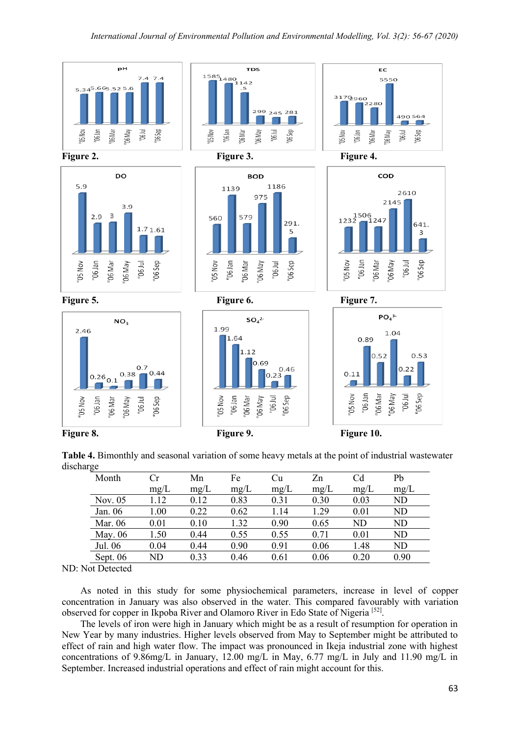**Figure 2.**

**Figure 3.**

**Figure 4.**

**Figure 5.**

**Figure 6.**

**Figure 7.**

**Figure 8.**

**Figure 9.**

**Figure 10.**

**Table 4.** Bimonthly and seasonal variation of some heavy metals at the point of industrial wastewater discharge

| Month | Cr mg/L | Mn mg/L | Fe mg/L | Cu mg/L | Zn mg/L | Cd mg/L | Pb mg/L |
|---|---|---|---|---|---|---|---|
| Nov. 05 | 1.12 | 0.12 | 0.83 | 0.31 | 0.30 | 0.03 | ND |
| Jan. 06 | 1.00 | 0.22 | 0.62 | 1.14 | 1.29 | 0.01 | ND |
| Mar. 06 | 0.01 | 0.10 | 1.32 | 0.90 | 0.65 | ND | ND |
| May. 06 | 1.50 | 0.44 | 0.55 | 0.55 | 0.71 | 0.01 | ND |
| Jul. 06 | 0.04 | 0.44 | 0.90 | 0.91 | 0.06 | 1.48 | ND |
| Sept. 06 | ND | 0.33 | 0.46 | 0.61 | 0.06 | 0.20 | 0.90 |

ND: Not Detected

As noted in this study for some physiochemical parameters, increase in level of copper concentration in January was also observed in the water. This compared favourably with variation observed for copper in Ikpoba River and Olamoro River in Edo State of Nigeria [52].

The levels of iron were high in January which might be as a result of resumption for operation in New Year by many industries. Higher levels observed from May to September might be attributed to effect of rain and high water flow. The impact was pronounced in Ikeja industrial zone with highest concentrations of 9.86mg/L in January, 12.00 mg/L in May, 6.77 mg/L in July and 11.90 mg/L in September. Increased industrial operations and effect of rain might account for this.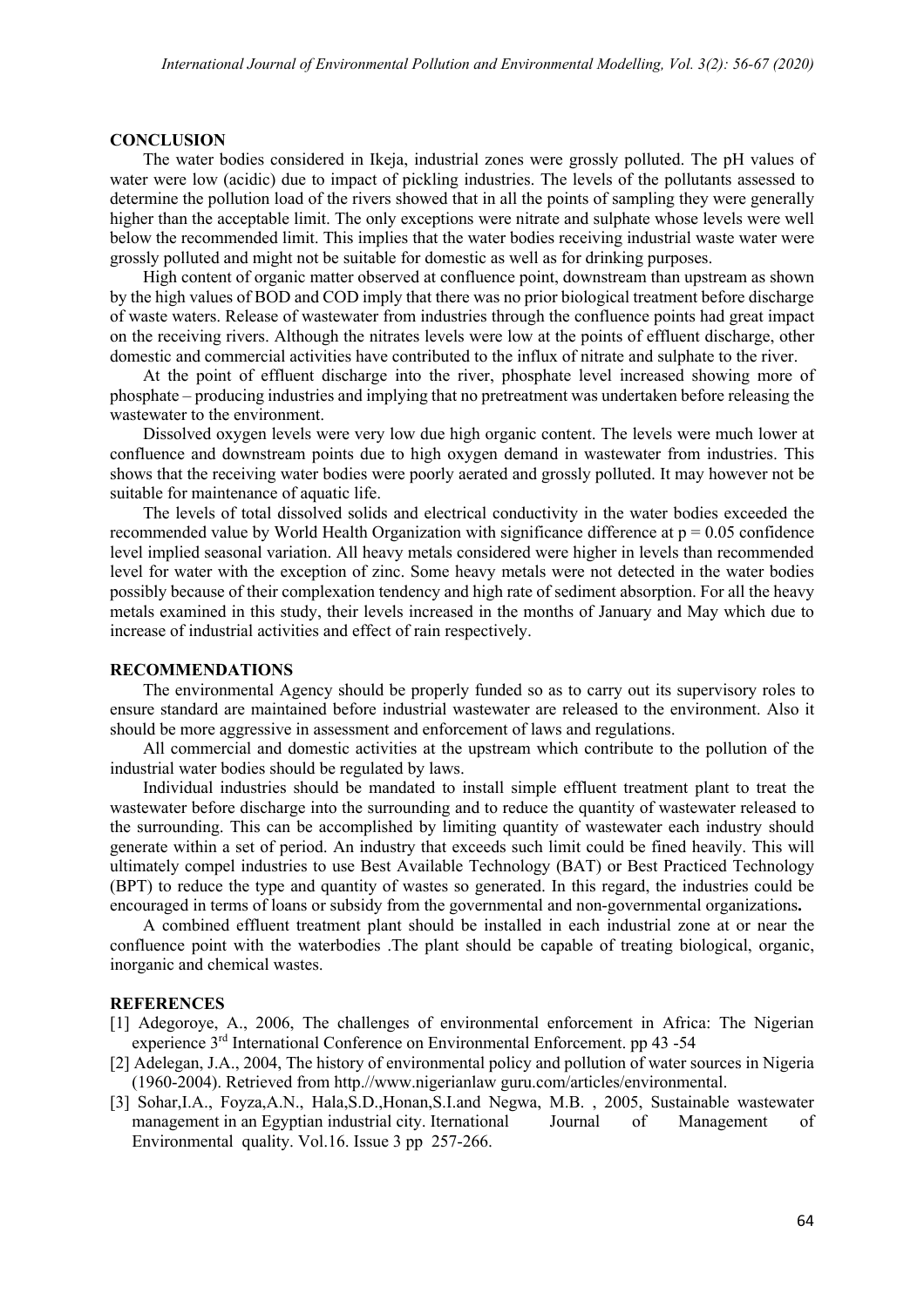## CONCLUSION

The water bodies considered in Ikeja, industrial zones were grossly polluted. The pH values of water were low (acidic) due to impact of pickling industries. The levels of the pollutants assessed to determine the pollution load of the rivers showed that in all the points of sampling they were generally higher than the acceptable limit. The only exceptions were nitrate and sulphate whose levels were well below the recommended limit. This implies that the water bodies receiving industrial waste water were grossly polluted and might not be suitable for domestic as well as for drinking purposes.

High content of organic matter observed at confluence point, downstream than upstream as shown by the high values of BOD and COD imply that there was no prior biological treatment before discharge of waste waters. Release of wastewater from industries through the confluence points had great impact on the receiving rivers. Although the nitrates levels were low at the points of effluent discharge, other domestic and commercial activities have contributed to the influx of nitrate and sulphate to the river.

At the point of effluent discharge into the river, phosphate level increased showing more of phosphate – producing industries and implying that no pretreatment was undertaken before releasing the wastewater to the environment.

Dissolved oxygen levels were very low due high organic content. The levels were much lower at confluence and downstream points due to high oxygen demand in wastewater from industries. This shows that the receiving water bodies were poorly aerated and grossly polluted. It may however not be suitable for maintenance of aquatic life.

The levels of total dissolved solids and electrical conductivity in the water bodies exceeded the recommended value by World Health Organization with significance difference at $p = 0.05$ confidence level implied seasonal variation. All heavy metals considered were higher in levels than recommended level for water with the exception of zinc. Some heavy metals were not detected in the water bodies possibly because of their complexation tendency and high rate of sediment absorption. For all the heavy metals examined in this study, their levels increased in the months of January and May which due to increase of industrial activities and effect of rain respectively.

## RECOMMENDATIONS

The environmental Agency should be properly funded so as to carry out its supervisory roles to ensure standard are maintained before industrial wastewater are released to the environment. Also it should be more aggressive in assessment and enforcement of laws and regulations.

All commercial and domestic activities at the upstream which contribute to the pollution of the industrial water bodies should be regulated by laws.

Individual industries should be mandated to install simple effluent treatment plant to treat the wastewater before discharge into the surrounding and to reduce the quantity of wastewater released to the surrounding. This can be accomplished by limiting quantity of wastewater each industry should generate within a set of period. An industry that exceeds such limit could be fined heavily. This will ultimately compel industries to use Best Available Technology (BAT) or Best Practiced Technology (BPT) to reduce the type and quantity of wastes so generated. In this regard, the industries could be encouraged in terms of loans or subsidy from the governmental and non-governmental organizations**.**

A combined effluent treatment plant should be installed in each industrial zone at or near the confluence point with the waterbodies .The plant should be capable of treating biological, organic, inorganic and chemical wastes.

## REFERENCES

[1] Adegoroye, A., 2006, The challenges of environmental enforcement in Africa: The Nigerian experience 3rd International Conference on Environmental Enforcement. pp 43 -54

[2] Adelegan, J.A., 2004, The history of environmental policy and pollution of water sources in Nigeria (1960-2004). Retrieved from http.//www.nigerianlaw guru.com/articles/environmental.

[3] Sohar,I.A., Foyza,A.N., Hala,S.D.,Honan,S.I.and Negwa, M.B. , 2005, Sustainable wastewater management in an Egyptian industrial city. Iternational Journal of Management of Environmental quality. Vol.16. Issue 3 pp 257-266.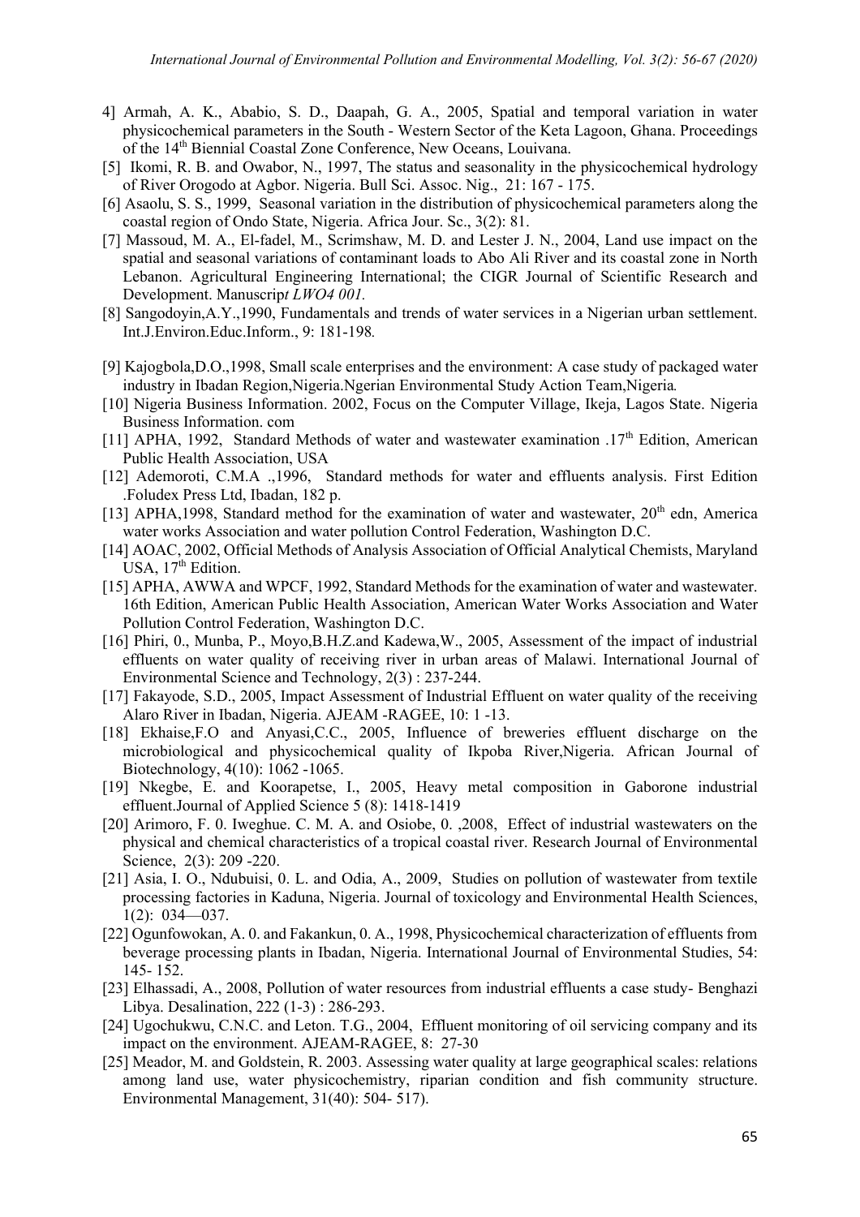4] Armah, A. K., Ababio, S. D., Daapah, G. A., 2005, Spatial and temporal variation in water physicochemical parameters in the South - Western Sector of the Keta Lagoon, Ghana. Proceedings of the 14th Biennial Coastal Zone Conference, New Oceans, Louivana.

[5] Ikomi, R. B. and Owabor, N., 1997, The status and seasonality in the physicochemical hydrology of River Orogodo at Agbor. Nigeria. Bull Sci. Assoc. Nig., 21: 167 - 175.

[6] Asaolu, S. S., 1999, Seasonal variation in the distribution of physicochemical parameters along the coastal region of Ondo State, Nigeria. Africa Jour. Sc., 3(2): 81.

[7] Massoud, M. A., El-fadel, M., Scrimshaw, M. D. and Lester J. N., 2004, Land use impact on the spatial and seasonal variations of contaminant loads to Abo Ali River and its coastal zone in North Lebanon. Agricultural Engineering International; the CIGR Journal of Scientific Research and Development. Manuscrip*t LWO4 001.*

[8] Sangodoyin,A.Y.,1990, Fundamentals and trends of water services in a Nigerian urban settlement. Int.J.Environ.Educ.Inform., 9: 181-198.

[9] Kajogbola,D.O.,1998, Small scale enterprises and the environment: A case study of packaged water industry in Ibadan Region,Nigeria.Ngerian Environmental Study Action Team,Nigeria.

[10] Nigeria Business Information. 2002, Focus on the Computer Village, Ikeja, Lagos State. Nigeria Business Information. com

[11] APHA, 1992, Standard Methods of water and wastewater examination .17th Edition, American Public Health Association, USA

[12] Ademoroti, C.M.A .,1996, Standard methods for water and effluents analysis. First Edition .Foludex Press Ltd, Ibadan, 182 p.

[13] APHA,1998, Standard method for the examination of water and wastewater, 20th edn, America water works Association and water pollution Control Federation, Washington D.C.

[14] AOAC, 2002, Official Methods of Analysis Association of Official Analytical Chemists, Maryland USA, 17th Edition.

[15] APHA, AWWA and WPCF, 1992, Standard Methods for the examination of water and wastewater. 16th Edition, American Public Health Association, American Water Works Association and Water Pollution Control Federation, Washington D.C.

[16] Phiri, 0., Munba, P., Moyo,B.H.Z.and Kadewa,W., 2005, Assessment of the impact of industrial effluents on water quality of receiving river in urban areas of Malawi. International Journal of Environmental Science and Technology, 2(3) : 237-244.

[17] Fakayode, S.D., 2005, Impact Assessment of Industrial Effluent on water quality of the receiving Alaro River in Ibadan, Nigeria. AJEAM -RAGEE, 10: 1 -13.

[18] Ekhaise,F.O and Anyasi,C.C., 2005, Influence of breweries effluent discharge on the microbiological and physicochemical quality of Ikpoba River,Nigeria. African Journal of Biotechnology, 4(10): 1062 -1065.

[19] Nkegbe, E. and Koorapetse, I., 2005, Heavy metal composition in Gaborone industrial effluent.Journal of Applied Science 5 (8): 1418-1419

[20] Arimoro, F. 0. Iweghue. C. M. A. and Osiobe, 0. ,2008, Effect of industrial wastewaters on the physical and chemical characteristics of a tropical coastal river. Research Journal of Environmental Science, 2(3): 209 -220.

[21] Asia, I. O., Ndubuisi, 0. L. and Odia, A., 2009, Studies on pollution of wastewater from textile processing factories in Kaduna, Nigeria. Journal of toxicology and Environmental Health Sciences, 1(2): 034—037.

[22] Ogunfowokan, A. 0. and Fakankun, 0. A., 1998, Physicochemical characterization of effluents from beverage processing plants in Ibadan, Nigeria. International Journal of Environmental Studies, 54: 145- 152.

[23] Elhassadi, A., 2008, Pollution of water resources from industrial effluents a case study- Benghazi Libya. Desalination, 222 (1-3) : 286-293.

[24] Ugochukwu, C.N.C. and Leton. T.G., 2004, Effluent monitoring of oil servicing company and its impact on the environment. AJEAM-RAGEE, 8: 27-30

[25] Meador, M. and Goldstein, R. 2003. Assessing water quality at large geographical scales: relations among land use, water physicochemistry, riparian condition and fish community structure. Environmental Management, 31(40): 504- 517).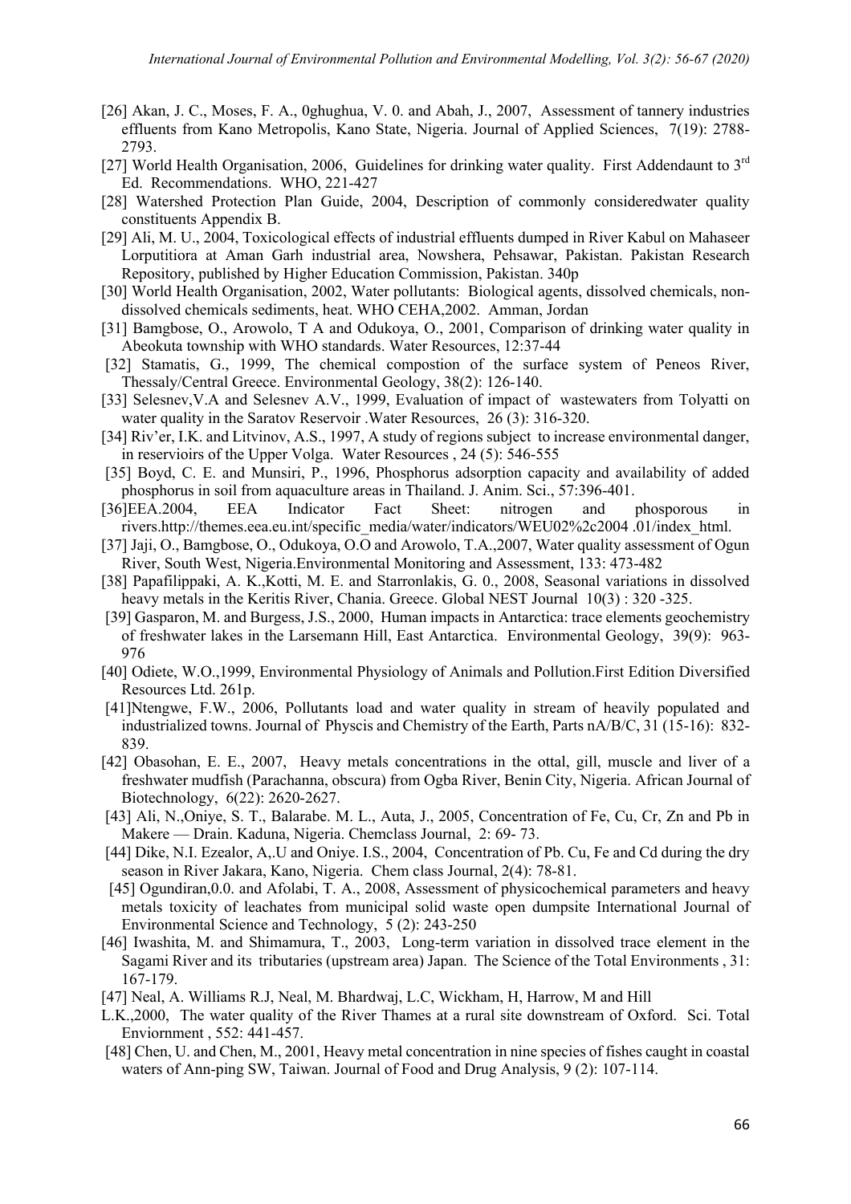[26] Akan, J. C., Moses, F. A., 0ghughua, V. 0. and Abah, J., 2007, Assessment of tannery industries effluents from Kano Metropolis, Kano State, Nigeria. Journal of Applied Sciences, 7(19): 2788-2793.

[27] World Health Organisation, 2006, Guidelines for drinking water quality. First Addendaunt to 3rd Ed. Recommendations. WHO, 221-427

[28] Watershed Protection Plan Guide, 2004, Description of commonly consideredwater quality constituents Appendix B.

[29] Ali, M. U., 2004, Toxicological effects of industrial effluents dumped in River Kabul on Mahaseer Lorputitiora at Aman Garh industrial area, Nowshera, Pehsawar, Pakistan. Pakistan Research Repository, published by Higher Education Commission, Pakistan. 340p

[30] World Health Organisation, 2002, Water pollutants: Biological agents, dissolved chemicals, non-dissolved chemicals sediments, heat. WHO CEHA,2002. Amman, Jordan

[31] Bamgbose, O., Arowolo, T A and Odukoya, O., 2001, Comparison of drinking water quality in Abeokuta township with WHO standards. Water Resources, 12:37-44

[32] Stamatis, G., 1999, The chemical compostion of the surface system of Peneos River, Thessaly/Central Greece. Environmental Geology, 38(2): 126-140.

[33] Selesnev,V.A and Selesnev A.V., 1999, Evaluation of impact of wastewaters from Tolyatti on water quality in the Saratov Reservoir .Water Resources, 26 (3): 316-320.

[34] Riv'er, I.K. and Litvinov, A.S., 1997, A study of regions subject to increase environmental danger, in reservioirs of the Upper Volga. Water Resources , 24 (5): 546-555

[35] Boyd, C. E. and Munsiri, P., 1996, Phosphorus adsorption capacity and availability of added phosphorus in soil from aquaculture areas in Thailand. J. Anim. Sci., 57:396-401.

[36]EEA.2004, EEA Indicator Fact Sheet: nitrogen and phosporous in rivers.http://themes.eea.eu.int/specific_media/water/indicators/WEU02%2c2004 .01/index_html.

[37] Jaji, O., Bamgbose, O., Odukoya, O.O and Arowolo, T.A.,2007, Water quality assessment of Ogun River, South West, Nigeria.Environmental Monitoring and Assessment, 133: 473-482

[38] Papafilippaki, A. K.,Kotti, M. E. and Starronlakis, G. 0., 2008, Seasonal variations in dissolved heavy metals in the Keritis River, Chania. Greece. Global NEST Journal 10(3) : 320 -325.

[39] Gasparon, M. and Burgess, J.S., 2000, Human impacts in Antarctica: trace elements geochemistry of freshwater lakes in the Larsemann Hill, East Antarctica. Environmental Geology, 39(9): 963-976

[40] Odiete, W.O.,1999, Environmental Physiology of Animals and Pollution.First Edition Diversified Resources Ltd. 261p.

[41]Ntengwe, F.W., 2006, Pollutants load and water quality in stream of heavily populated and industrialized towns. Journal of Physcis and Chemistry of the Earth, Parts nA/B/C, 31 (15-16): 832-839.

[42] Obasohan, E. E., 2007, Heavy metals concentrations in the ottal, gill, muscle and liver of a freshwater mudfish (Parachanna, obscura) from Ogba River, Benin City, Nigeria. African Journal of Biotechnology, 6(22): 2620-2627.

[43] Ali, N.,Oniye, S. T., Balarabe. M. L., Auta, J., 2005, Concentration of Fe, Cu, Cr, Zn and Pb in Makere — Drain. Kaduna, Nigeria. Chemclass Journal, 2: 69- 73.

[44] Dike, N.I. Ezealor, A,.U and Oniye. I.S., 2004, Concentration of Pb. Cu, Fe and Cd during the dry season in River Jakara, Kano, Nigeria. Chem class Journal, 2(4): 78-81.

[45] Ogundiran,0.0. and Afolabi, T. A., 2008, Assessment of physicochemical parameters and heavy metals toxicity of leachates from municipal solid waste open dumpsite International Journal of Environmental Science and Technology, 5 (2): 243-250

[46] Iwashita, M. and Shimamura, T., 2003, Long-term variation in dissolved trace element in the Sagami River and its tributaries (upstream area) Japan. The Science of the Total Environments , 31: 167-179.

[47] Neal, A. Williams R.J, Neal, M. Bhardwaj, L.C, Wickham, H, Harrow, M and Hill L.K.,2000, The water quality of the River Thames at a rural site downstream of Oxford. Sci. Total Enviornment , 552: 441-457.

[48] Chen, U. and Chen, M., 2001, Heavy metal concentration in nine species of fishes caught in coastal waters of Ann-ping SW, Taiwan. Journal of Food and Drug Analysis, 9 (2): 107-114.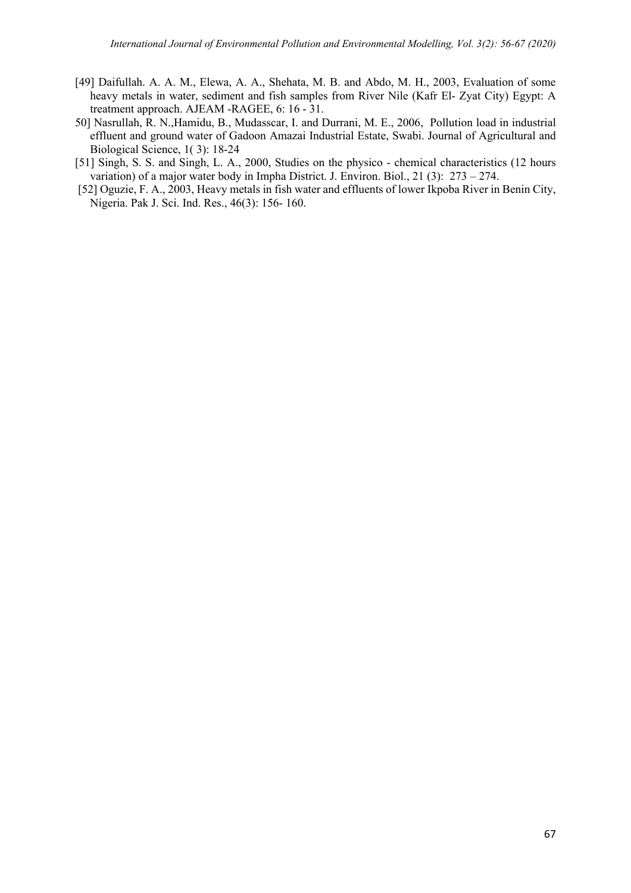[49] Daifullah. A. A. M., Elewa, A. A., Shehata, M. B. and Abdo, M. H., 2003, Evaluation of some heavy metals in water, sediment and fish samples from River Nile (Kafr El- Zyat City) Egypt: A treatment approach. AJEAM -RAGEE, 6: 16 - 31.

50] Nasrullah, R. N.,Hamidu, B., Mudasscar, I. and Durrani, M. E., 2006, Pollution load in industrial effluent and ground water of Gadoon Amazai Industrial Estate, Swabi. Journal of Agricultural and Biological Science, 1( 3): 18-24

[51] Singh, S. S. and Singh, L. A., 2000, Studies on the physico - chemical characteristics (12 hours variation) of a major water body in Impha District. J. Environ. Biol., 21 (3): 273 – 274.

[52] Oguzie, F. A., 2003, Heavy metals in fish water and effluents of lower Ikpoba River in Benin City, Nigeria. Pak J. Sci. Ind. Res., 46(3): 156- 160.